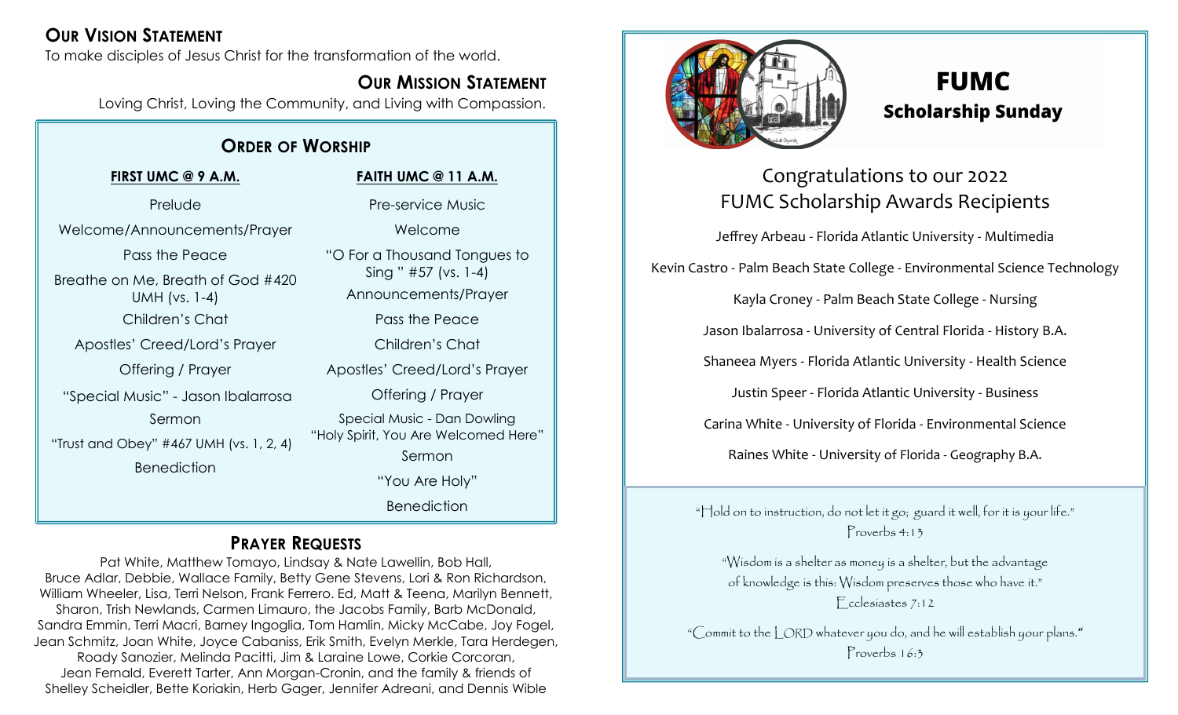## Our Vision Statement

To make disciples of Jesus Christ for the transformation of the world.

## Our Mission Statement

Loving Christ, Loving the Community, and Living with Compassion.

## Order of Worship

**FIRST UMC @ 9 A.M.**

Prelude

Welcome/Announcements/Prayer

Pass the Peace

Breathe on Me, Breath of God #420 UMH (vs. 1-4)

Children's Chat

Apostles' Creed/Lord's Prayer

Offering / Prayer

"Special Music" - Jason Ibalarrosa

Sermon

"Trust and Obey" #467 UMH (vs. 1, 2, 4)

Benediction

**FAITH UMC @ 11 A.M.**

Pre-service Music

Welcome

"O For a Thousand Tongues to Sing " #57 (vs. 1-4)

Announcements/Prayer

Pass the Peace

Children's Chat

Apostles' Creed/Lord's Prayer

Offering / Prayer

Special Music - Dan Dowling

"Holy Spirit, You Are Welcomed Here"

Sermon

"You Are Holy"

Benediction

## Prayer Requests

Pat White, Matthew Tomayo, Lindsay & Nate Lawellin, Bob Hall, Bruce Adlar, Debbie, Wallace Family, Betty Gene Stevens, Lori & Ron Richardson, William Wheeler, Lisa, Terri Nelson, Frank Ferrero. Ed, Matt & Teena, Marilyn Bennett, Sharon, Trish Newlands, Carmen Limauro, the Jacobs Family, Barb McDonald, Sandra Emmin, Terri Macri, Barney Ingoglia, Tom Hamlin, Micky McCabe, Joy Fogel, Jean Schmitz, Joan White, Joyce Cabaniss, Erik Smith, Evelyn Merkle, Tara Herdegen, Roady Sanozier, Melinda Pacitti, Jim & Laraine Lowe, Corkie Corcoran, Jean Fernald, Everett Tarter, Ann Morgan-Cronin, and the family & friends of Shelley Scheidler, Bette Koriakin, Herb Gager, Jennifer Adreani, and Dennis Wible

# FUMC

## Scholarship Sunday

### Congratulations to our 2022 FUMC Scholarship Awards Recipients

Jeffrey Arbeau - Florida Atlantic University - Multimedia

Kevin Castro - Palm Beach State College - Environmental Science Technology

Kayla Croney - Palm Beach State College - Nursing

Jason Ibalarrosa - University of Central Florida - History B.A.

Shaneea Myers - Florida Atlantic University - Health Science

Justin Speer - Florida Atlantic University - Business

Carina White - University of Florida - Environmental Science

Raines White - University of Florida - Geography B.A.

"Hold on to instruction, do not let it go; guard it well, for it is your life."
Proverbs 4:13

"Wisdom is a shelter as money is a shelter, but the advantage of knowledge is this: Wisdom preserves those who have it."
Ecclesiastes 7:12

"Commit to the LORD whatever you do, and he will establish your plans."
Proverbs 16:3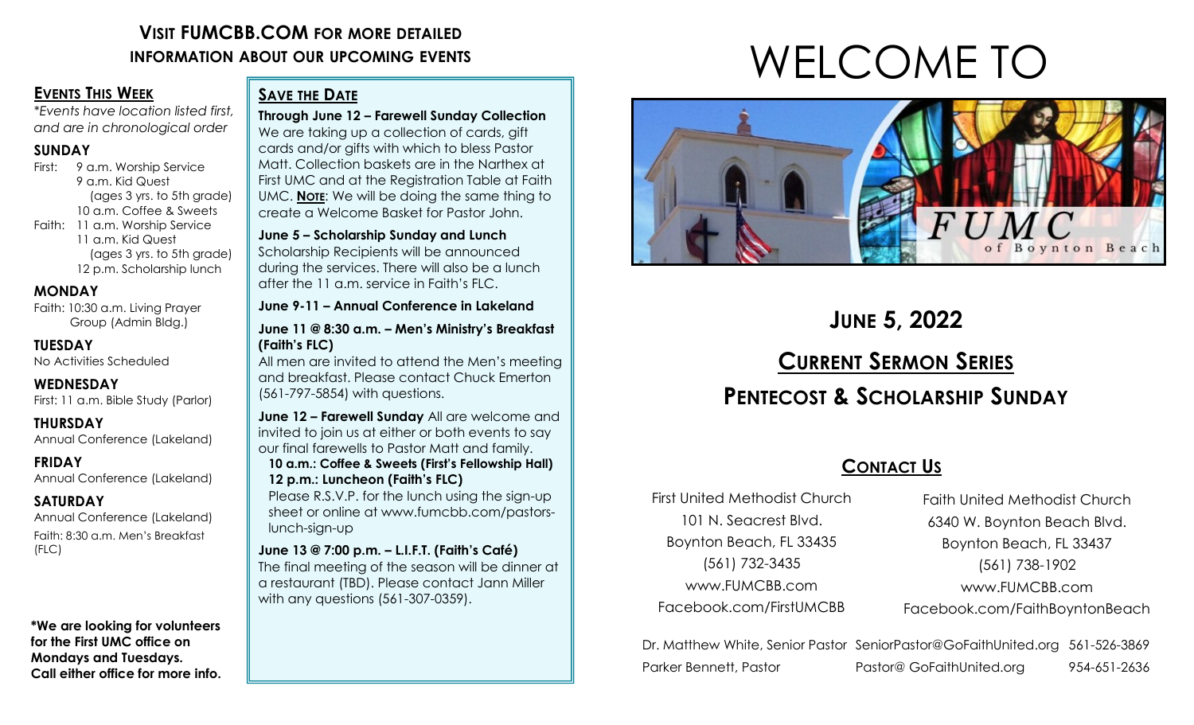## Visit FUMCBB.COM for more detailed information about our upcoming events

### Events This Week

*\*Events have location listed first, and are in chronological order*

**SUNDAY**

First: 9 a.m. Worship Service
9 a.m. Kid Quest
(ages 3 yrs. to 5th grade)
10 a.m. Coffee & Sweets

Faith: 11 a.m. Worship Service
11 a.m. Kid Quest
(ages 3 yrs. to 5th grade)
12 p.m. Scholarship lunch

**MONDAY**

Faith: 10:30 a.m. Living Prayer Group (Admin Bldg.)

**TUESDAY**

No Activities Scheduled

**WEDNESDAY**

First: 11 a.m. Bible Study (Parlor)

**THURSDAY**

Annual Conference (Lakeland)

**FRIDAY**

Annual Conference (Lakeland)

**SATURDAY**

Annual Conference (Lakeland)

Faith: 8:30 a.m. Men's Breakfast (FLC)

**\*We are looking for volunteers for the First UMC office on Mondays and Tuesdays. Call either office for more info.**

### Save the Date

**Through June 12 – Farewell Sunday Collection**
We are taking up a collection of cards, gift cards and/or gifts with which to bless Pastor Matt. Collection baskets are in the Narthex at First UMC and at the Registration Table at Faith UMC. **Note**: We will be doing the same thing to create a Welcome Basket for Pastor John.

**June 5 – Scholarship Sunday and Lunch**
Scholarship Recipients will be announced during the services. There will also be a lunch after the 11 a.m. service in Faith's FLC.

**June 9-11 – Annual Conference in Lakeland**

**June 11 @ 8:30 a.m. – Men's Ministry's Breakfast (Faith's FLC)**
All men are invited to attend the Men's meeting and breakfast. Please contact Chuck Emerton (561-797-5854) with questions.

**June 12 – Farewell Sunday** All are welcome and invited to join us at either or both events to say our final farewells to Pastor Matt and family.

**10 a.m.: Coffee & Sweets (First's Fellowship Hall)**
**12 p.m.: Luncheon (Faith's FLC)**
Please R.S.V.P. for the lunch using the sign-up sheet or online at www.fumcbb.com/pastors-lunch-sign-up

**June 13 @ 7:00 p.m. – L.I.F.T. (Faith's Café)**
The final meeting of the season will be dinner at a restaurant (TBD). Please contact Jann Miller with any questions (561-307-0359).

# WELCOME TO

FUMC of Boynton Beach

## June 5, 2022

## Current Sermon Series

## Pentecost & Scholarship Sunday

### Contact Us

First United Methodist Church
101 N. Seacrest Blvd.
Boynton Beach, FL 33435
(561) 732-3435
www.FUMCBB.com
Facebook.com/FirstUMCBB

Faith United Methodist Church
6340 W. Boynton Beach Blvd.
Boynton Beach, FL 33437
(561) 738-1902
www.FUMCBB.com
Facebook.com/FaithBoyntonBeach

| | | |
|---|---|---|
| Dr. Matthew White, Senior Pastor | SeniorPastor@GoFaithUnited.org | 561-526-3869 |
| Parker Bennett, Pastor | Pastor@ GoFaithUnited.org | 954-651-2636 |